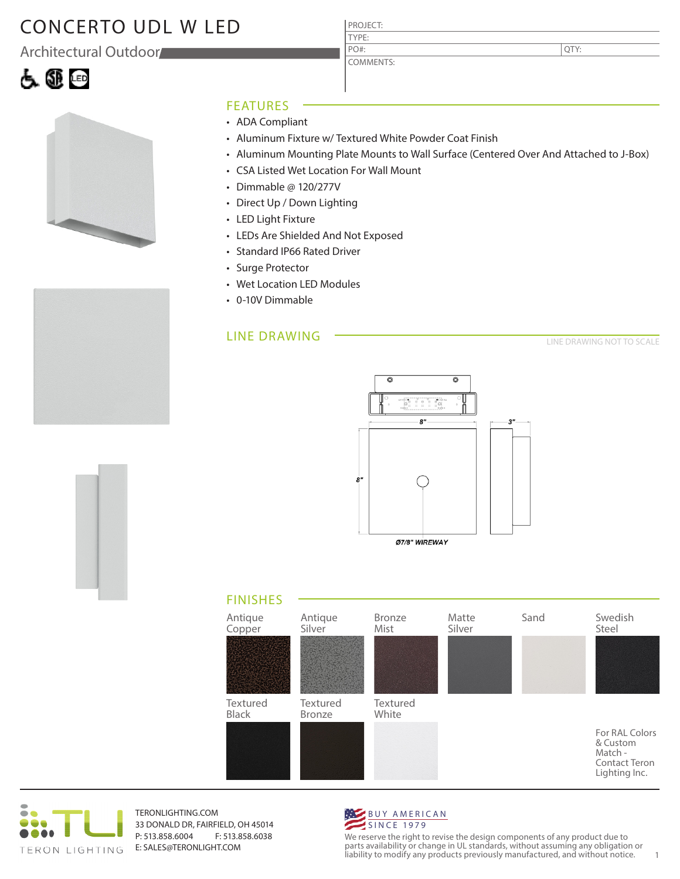# CONCERTO UDL W LED

Architectural Outdoor

| PROJECT: | |
|---|---|
| TYPE: | |
| PO#: | QTY: |
| COMMENTS: | |

## FEATURES

- ADA Compliant
- Aluminum Fixture w/ Textured White Powder Coat Finish
- Aluminum Mounting Plate Mounts to Wall Surface (Centered Over And Attached to J-Box)
- CSA Listed Wet Location For Wall Mount
- Dimmable @ 120/277V
- Direct Up / Down Lighting
- LED Light Fixture
- LEDs Are Shielded And Not Exposed
- Standard IP66 Rated Driver
- Surge Protector
- Wet Location LED Modules
- 0-10V Dimmable

## LINE DRAWING

LINE DRAWING NOT TO SCALE

8"

8"

3"

Ø7/8" WIREWAY

## FINISHES

- Antique Copper
- Antique Silver
- Bronze Mist
- Matte Silver
- Sand
- Swedish Steel
- Textured Black
- Textured Bronze
- Textured White

For RAL Colors & Custom Match - Contact Teron Lighting Inc.

TERON LIGHTING

TERONLIGHTING.COM
33 DONALD DR, FAIRFIELD, OH 45014
P: 513.858.6004 F: 513.858.6038
E: SALES@TERONLIGHT.COM

BUY AMERICAN SINCE 1979

We reserve the right to revise the design components of any product due to parts availability or change in UL standards, without assuming any obligation or liability to modify any products previously manufactured, and without notice.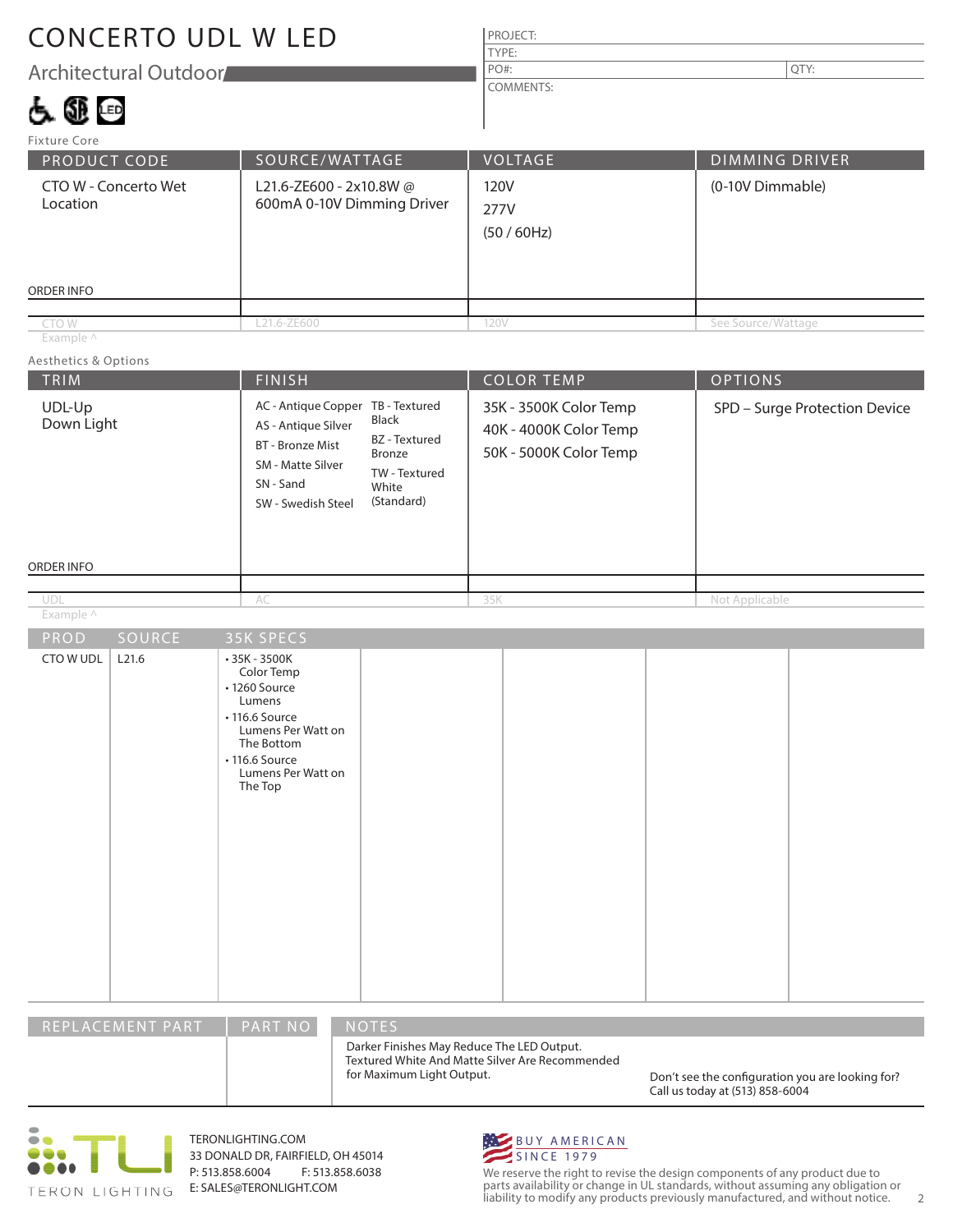# CONCERTO UDL W LED

## Architectural Outdoor

| PROJECT: | |
|---|---|
| TYPE: | |
| PO#: | QTY: |
| COMMENTS: | |

Fixture Core

| PRODUCT CODE | SOURCE/WATTAGE | VOLTAGE | DIMMING DRIVER |
|---|---|---|---|
| CTO W - Concerto Wet Location | L21.6-ZE600 - 2x10.8W @ 600mA 0-10V Dimming Driver | 120V<br>277V<br>(50 / 60Hz) | (0-10V Dimmable) |
| ORDER INFO | | | |
| CTO W | L21.6-ZE600 | 120V | See Source/Wattage |

Example ^

Aesthetics & Options

| TRIM | FINISH | COLOR TEMP | OPTIONS |
|---|---|---|---|
| UDL-Up Down Light | AC - Antique Copper<br>AS - Antique Silver<br>BT - Bronze Mist<br>SM - Matte Silver<br>SN - Sand<br>SW - Swedish Steel<br>TB - Textured Black<br>BZ - Textured Bronze<br>TW - Textured White (Standard) | 35K - 3500K Color Temp<br>40K - 4000K Color Temp<br>50K - 5000K Color Temp | SPD – Surge Protection Device |
| ORDER INFO | | | |
| UDL | AC | 35K | Not Applicable |

Example ^

| PROD | SOURCE | 35K SPECS |
|---|---|---|
| CTO W UDL | L21.6 | • 35K - 3500K Color Temp<br>• 1260 Source Lumens<br>• 116.6 Source Lumens Per Watt on The Bottom<br>• 116.6 Source Lumens Per Watt on The Top |

| REPLACEMENT PART | PART NO | NOTES |
|---|---|---|
| | | Darker Finishes May Reduce The LED Output. Textured White And Matte Silver Are Recommended for Maximum Light Output. |

Don't see the configuration you are looking for? Call us today at (513) 858-6004

TERON LIGHTING

TERONLIGHTING.COM
33 DONALD DR, FAIRFIELD, OH 45014
P: 513.858.6004 F: 513.858.6038
E: SALES@TERONLIGHT.COM

BUY AMERICAN SINCE 1979

We reserve the right to revise the design components of any product due to parts availability or change in UL standards, without assuming any obligation or liability to modify any products previously manufactured, and without notice.